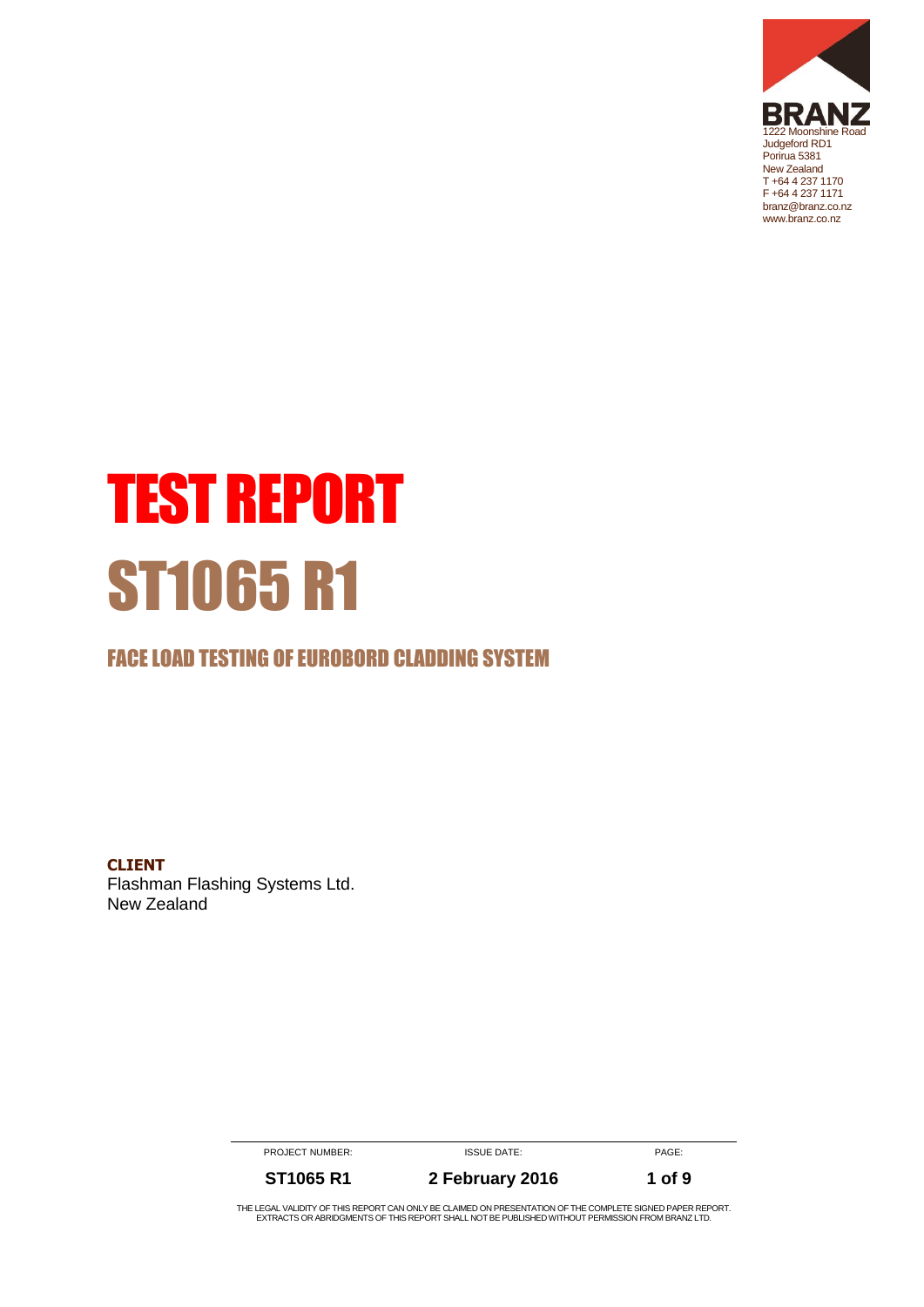BRANZ
1222 Moonshine Road
Judgeford RD1
Porirua 5381
New Zealand
T +64 4 237 1170
F +64 4 237 1171
branz@branz.co.nz
www.branz.co.nz

# TEST REPORT

# ST1065 R1

## FACE LOAD TESTING OF EUROBORD CLADDING SYSTEM

**CLIENT**

Flashman Flashing Systems Ltd.
New Zealand

| PROJECT NUMBER: | ISSUE DATE: | PAGE: |
|---|---|---|
| **ST1065 R1** | **2 February 2016** | **1 of 9** |

THE LEGAL VALIDITY OF THIS REPORT CAN ONLY BE CLAIMED ON PRESENTATION OF THE COMPLETE SIGNED PAPER REPORT. EXTRACTS OR ABRIDGMENTS OF THIS REPORT SHALL NOT BE PUBLISHED WITHOUT PERMISSION FROM BRANZ LTD.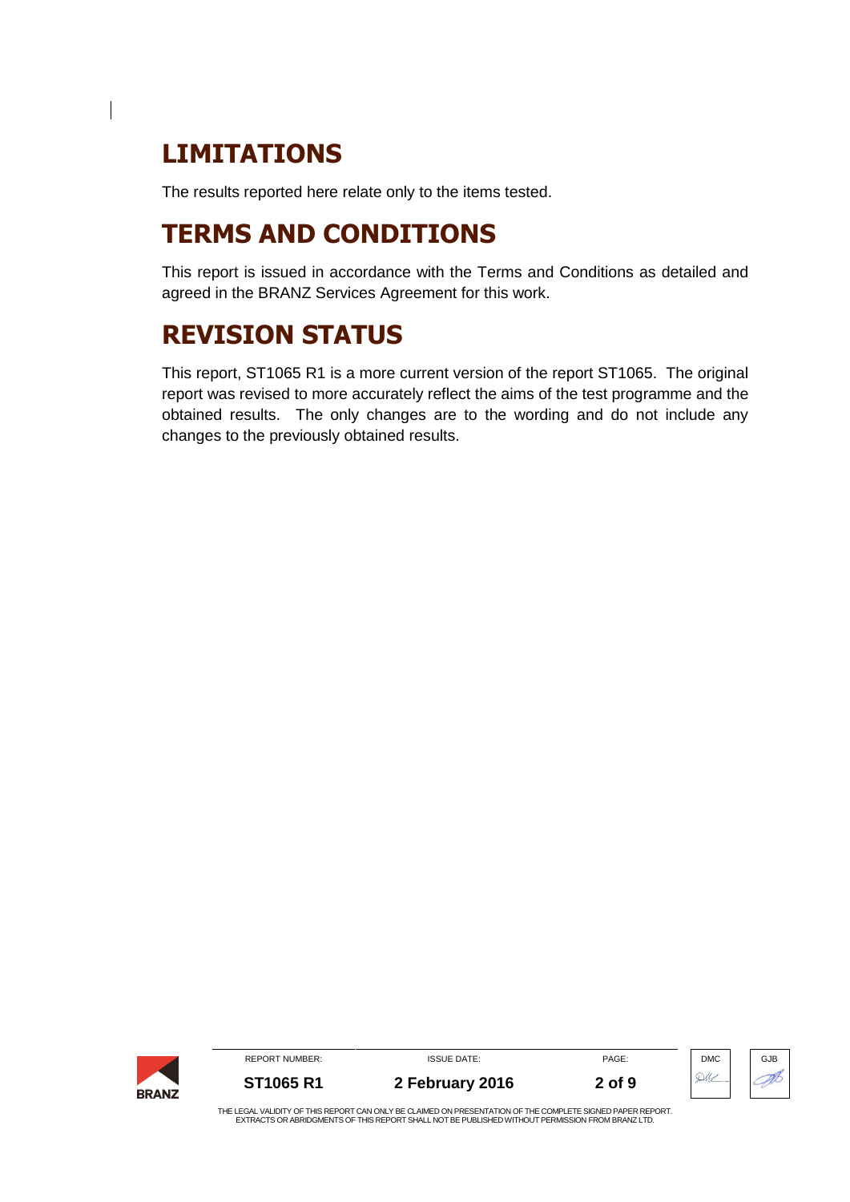# LIMITATIONS

The results reported here relate only to the items tested.

# TERMS AND CONDITIONS

This report is issued in accordance with the Terms and Conditions as detailed and agreed in the BRANZ Services Agreement for this work.

# REVISION STATUS

This report, ST1065 R1 is a more current version of the report ST1065. The original report was revised to more accurately reflect the aims of the test programme and the obtained results. The only changes are to the wording and do not include any changes to the previously obtained results.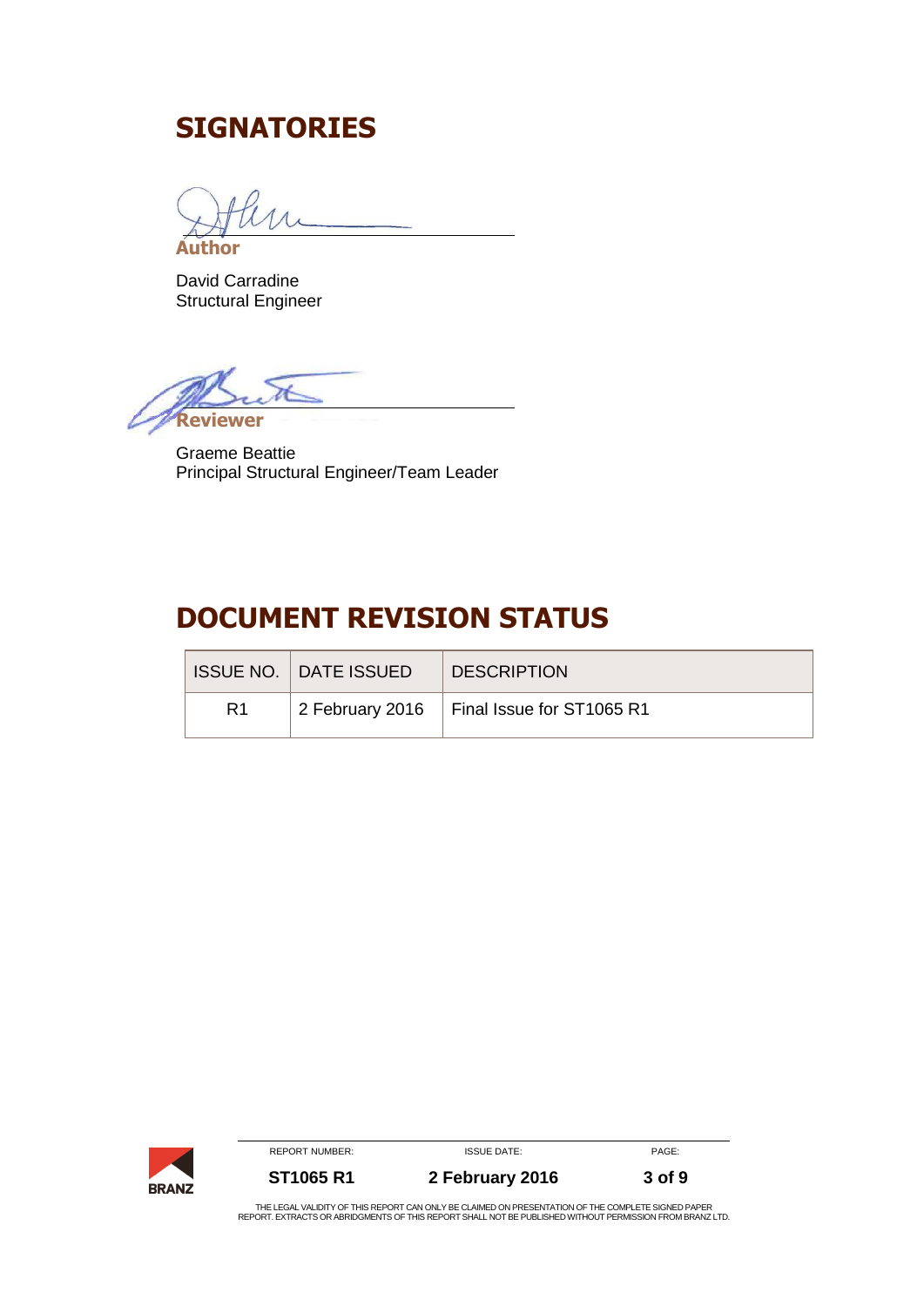# SIGNATORIES

**Author**

David Carradine
Structural Engineer

**Reviewer**

Graeme Beattie
Principal Structural Engineer/Team Leader

# DOCUMENT REVISION STATUS

| ISSUE NO. | DATE ISSUED | DESCRIPTION |
|---|---|---|
| R1 | 2 February 2016 | Final Issue for ST1065 R1 |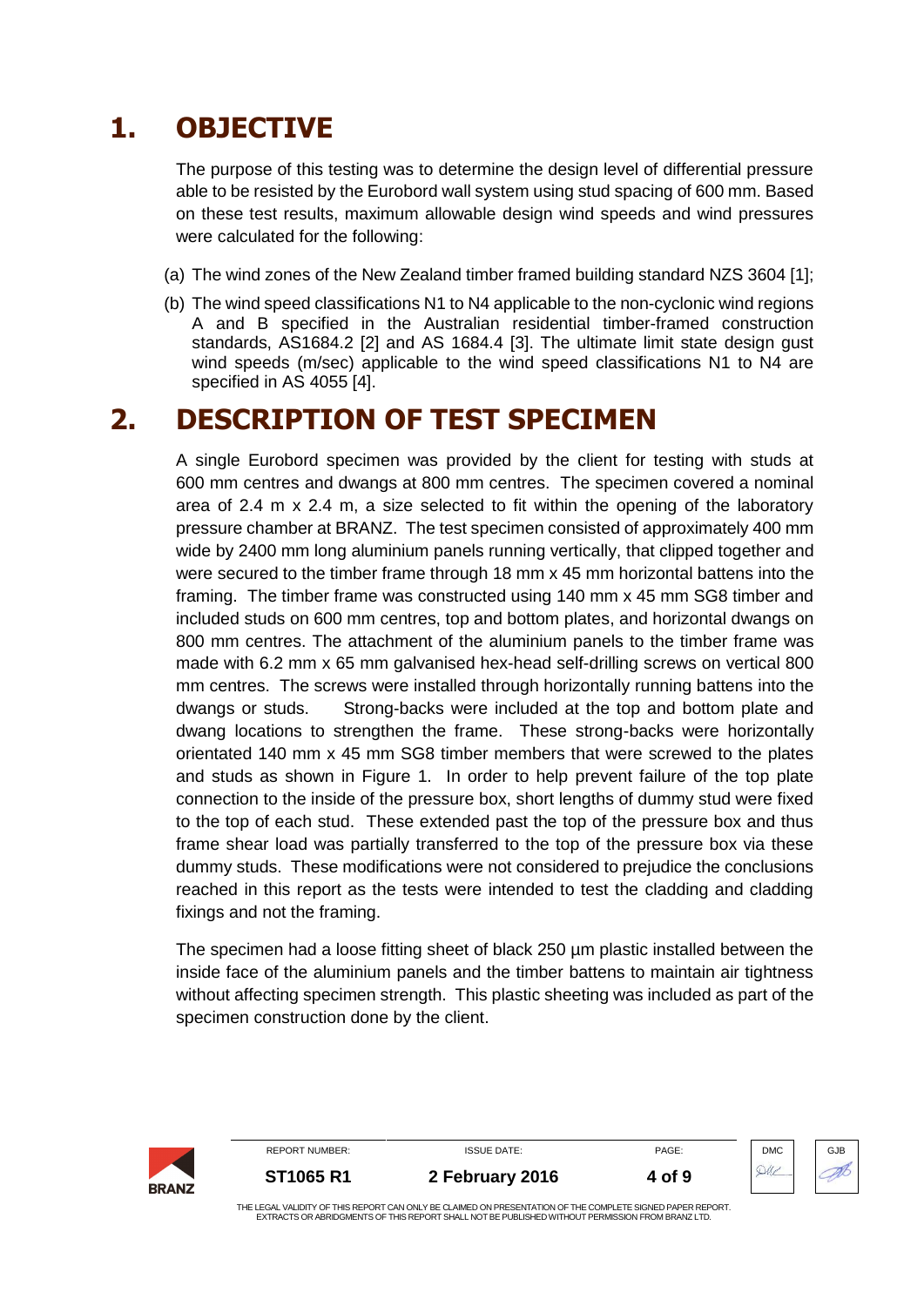# 1. OBJECTIVE

The purpose of this testing was to determine the design level of differential pressure able to be resisted by the Eurobord wall system using stud spacing of 600 mm. Based on these test results, maximum allowable design wind speeds and wind pressures were calculated for the following:

(a) The wind zones of the New Zealand timber framed building standard NZS 3604 [1];

(b) The wind speed classifications N1 to N4 applicable to the non-cyclonic wind regions A and B specified in the Australian residential timber-framed construction standards, AS1684.2 [2] and AS 1684.4 [3]. The ultimate limit state design gust wind speeds (m/sec) applicable to the wind speed classifications N1 to N4 are specified in AS 4055 [4].

# 2. DESCRIPTION OF TEST SPECIMEN

A single Eurobord specimen was provided by the client for testing with studs at 600 mm centres and dwangs at 800 mm centres. The specimen covered a nominal area of 2.4 m x 2.4 m, a size selected to fit within the opening of the laboratory pressure chamber at BRANZ. The test specimen consisted of approximately 400 mm wide by 2400 mm long aluminium panels running vertically, that clipped together and were secured to the timber frame through 18 mm x 45 mm horizontal battens into the framing. The timber frame was constructed using 140 mm x 45 mm SG8 timber and included studs on 600 mm centres, top and bottom plates, and horizontal dwangs on 800 mm centres. The attachment of the aluminium panels to the timber frame was made with 6.2 mm x 65 mm galvanised hex-head self-drilling screws on vertical 800 mm centres. The screws were installed through horizontally running battens into the dwangs or studs. Strong-backs were included at the top and bottom plate and dwang locations to strengthen the frame. These strong-backs were horizontally orientated 140 mm x 45 mm SG8 timber members that were screwed to the plates and studs as shown in Figure 1. In order to help prevent failure of the top plate connection to the inside of the pressure box, short lengths of dummy stud were fixed to the top of each stud. These extended past the top of the pressure box and thus frame shear load was partially transferred to the top of the pressure box via these dummy studs. These modifications were not considered to prejudice the conclusions reached in this report as the tests were intended to test the cladding and cladding fixings and not the framing.

The specimen had a loose fitting sheet of black 250 µm plastic installed between the inside face of the aluminium panels and the timber battens to maintain air tightness without affecting specimen strength. This plastic sheeting was included as part of the specimen construction done by the client.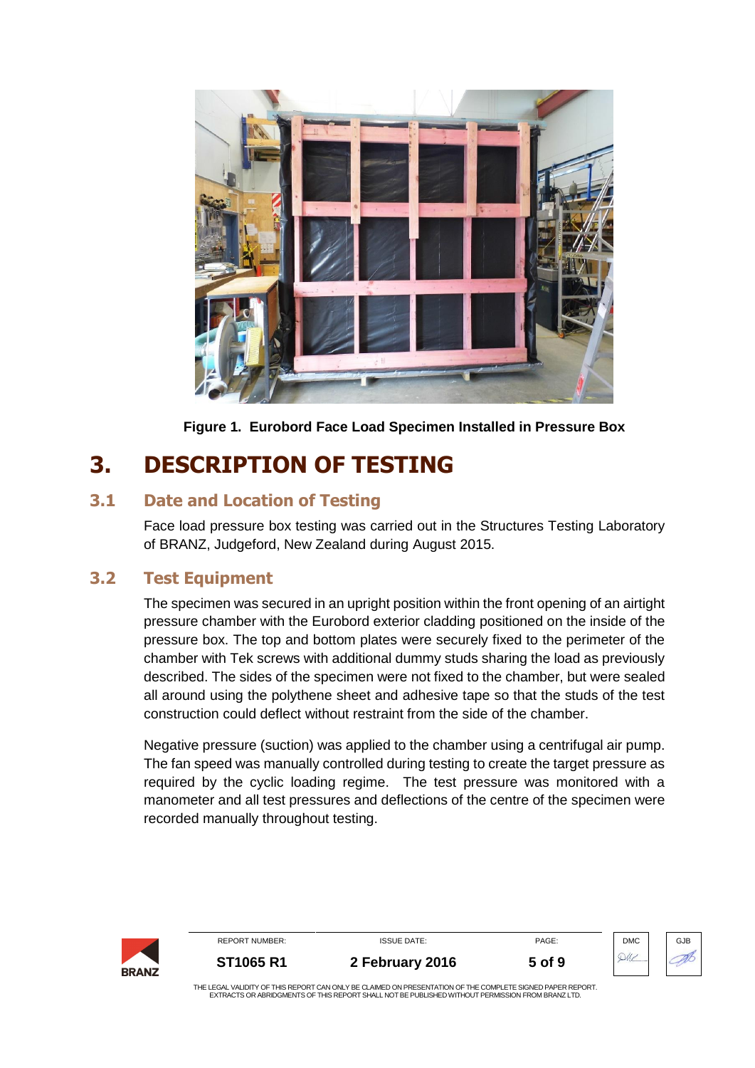Figure 1. Eurobord Face Load Specimen Installed in Pressure Box

# 3. DESCRIPTION OF TESTING

## 3.1 Date and Location of Testing

Face load pressure box testing was carried out in the Structures Testing Laboratory of BRANZ, Judgeford, New Zealand during August 2015.

## 3.2 Test Equipment

The specimen was secured in an upright position within the front opening of an airtight pressure chamber with the Eurobord exterior cladding positioned on the inside of the pressure box. The top and bottom plates were securely fixed to the perimeter of the chamber with Tek screws with additional dummy studs sharing the load as previously described. The sides of the specimen were not fixed to the chamber, but were sealed all around using the polythene sheet and adhesive tape so that the studs of the test construction could deflect without restraint from the side of the chamber.

Negative pressure (suction) was applied to the chamber using a centrifugal air pump. The fan speed was manually controlled during testing to create the target pressure as required by the cyclic loading regime. The test pressure was monitored with a manometer and all test pressures and deflections of the centre of the specimen were recorded manually throughout testing.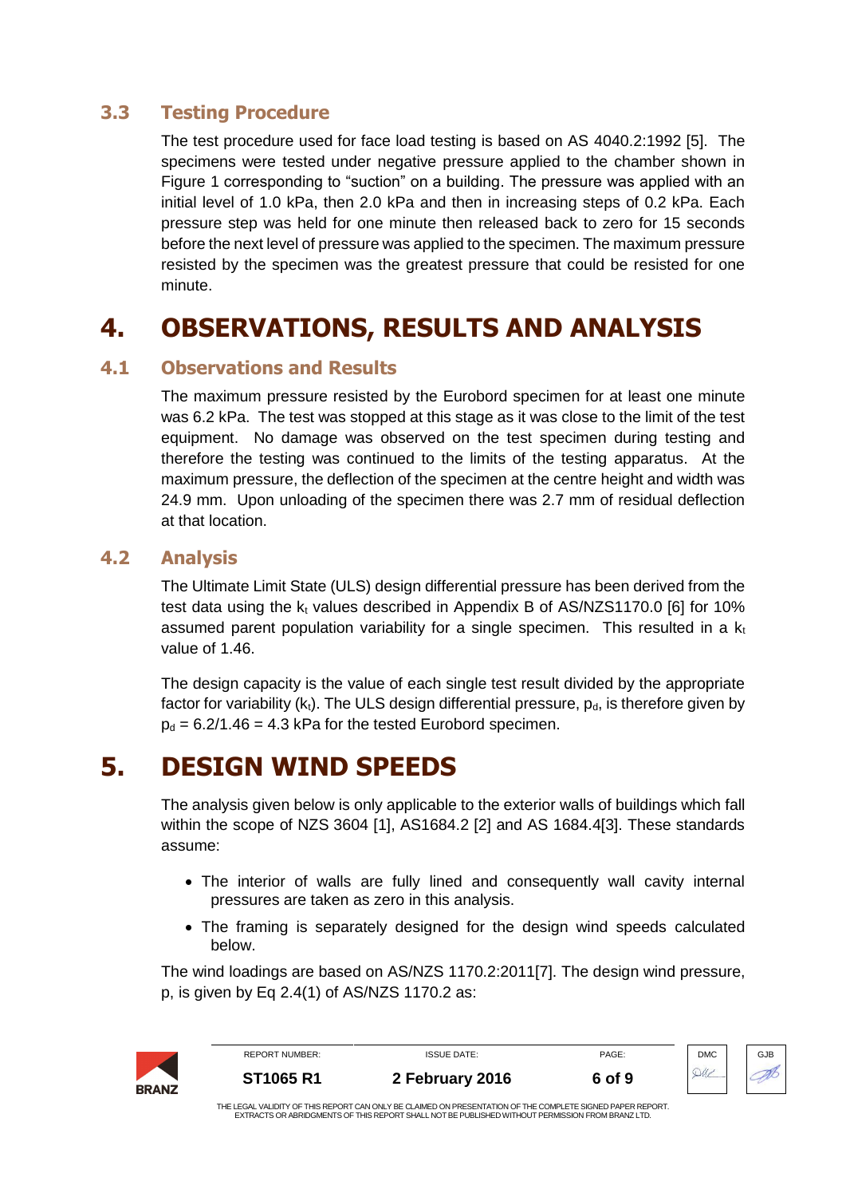### 3.3 Testing Procedure

The test procedure used for face load testing is based on AS 4040.2:1992 [5]. The specimens were tested under negative pressure applied to the chamber shown in Figure 1 corresponding to "suction" on a building. The pressure was applied with an initial level of 1.0 kPa, then 2.0 kPa and then in increasing steps of 0.2 kPa. Each pressure step was held for one minute then released back to zero for 15 seconds before the next level of pressure was applied to the specimen. The maximum pressure resisted by the specimen was the greatest pressure that could be resisted for one minute.

# 4. OBSERVATIONS, RESULTS AND ANALYSIS

### 4.1 Observations and Results

The maximum pressure resisted by the Eurobord specimen for at least one minute was 6.2 kPa. The test was stopped at this stage as it was close to the limit of the test equipment. No damage was observed on the test specimen during testing and therefore the testing was continued to the limits of the testing apparatus. At the maximum pressure, the deflection of the specimen at the centre height and width was 24.9 mm. Upon unloading of the specimen there was 2.7 mm of residual deflection at that location.

### 4.2 Analysis

The Ultimate Limit State (ULS) design differential pressure has been derived from the test data using the $k_t$ values described in Appendix B of AS/NZS1170.0 [6] for 10% assumed parent population variability for a single specimen. This resulted in a $k_t$ value of 1.46.

The design capacity is the value of each single test result divided by the appropriate factor for variability ($k_t$). The ULS design differential pressure, $p_d$, is therefore given by $p_d = 6.2/1.46 = 4.3$ kPa for the tested Eurobord specimen.

# 5. DESIGN WIND SPEEDS

The analysis given below is only applicable to the exterior walls of buildings which fall within the scope of NZS 3604 [1], AS1684.2 [2] and AS 1684.4[3]. These standards assume:

- The interior of walls are fully lined and consequently wall cavity internal pressures are taken as zero in this analysis.
- The framing is separately designed for the design wind speeds calculated below.

The wind loadings are based on AS/NZS 1170.2:2011[7]. The design wind pressure, p, is given by Eq 2.4(1) of AS/NZS 1170.2 as: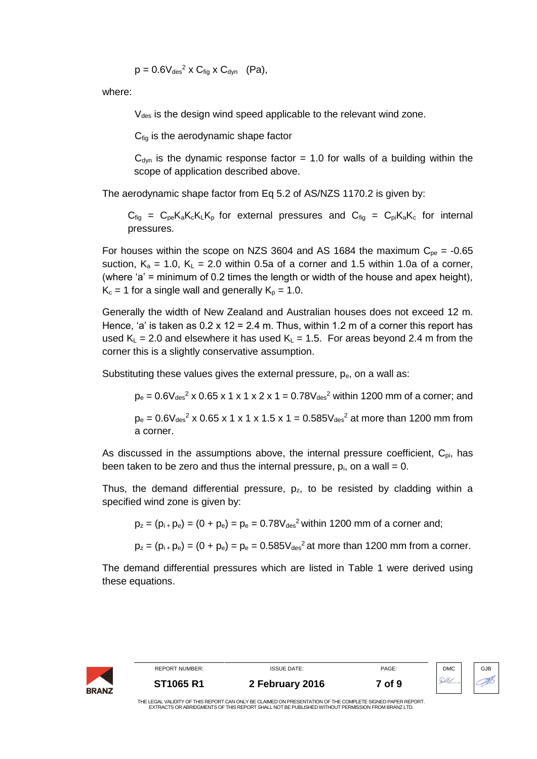$$p = 0.6V_{des}^2 \times C_{fig} \times C_{dyn} \quad \text{(Pa)},$$

where:

$V_{des}$ is the design wind speed applicable to the relevant wind zone.

$C_{fig}$ is the aerodynamic shape factor

$C_{dyn}$ is the dynamic response factor = 1.0 for walls of a building within the scope of application described above.

The aerodynamic shape factor from Eq 5.2 of AS/NZS 1170.2 is given by:

$C_{fig} = C_{pe}K_aK_cK_LK_p$ for external pressures and $C_{fig} = C_{pi}K_aK_c$ for internal pressures.

For houses within the scope on NZS 3604 and AS 1684 the maximum $C_{pe}$ = -0.65 suction, $K_a$ = 1.0, $K_L$ = 2.0 within 0.5a of a corner and 1.5 within 1.0a of a corner, (where 'a' = minimum of 0.2 times the length or width of the house and apex height), $K_c$ = 1 for a single wall and generally $K_p$ = 1.0.

Generally the width of New Zealand and Australian houses does not exceed 12 m. Hence, 'a' is taken as 0.2 x 12 = 2.4 m. Thus, within 1.2 m of a corner this report has used $K_L$ = 2.0 and elsewhere it has used $K_L$ = 1.5. For areas beyond 2.4 m from the corner this is a slightly conservative assumption.

Substituting these values gives the external pressure, $p_e$, on a wall as:

$p_e = 0.6V_{des}^2 \times 0.65 \times 1 \times 1 \times 2 \times 1 = 0.78V_{des}^2$ within 1200 mm of a corner; and

$p_e = 0.6V_{des}^2 \times 0.65 \times 1 \times 1 \times 1.5 \times 1 = 0.585V_{des}^2$ at more than 1200 mm from a corner.

As discussed in the assumptions above, the internal pressure coefficient, $C_{pi}$, has been taken to be zero and thus the internal pressure, $p_i$, on a wall = 0.

Thus, the demand differential pressure, $p_z$, to be resisted by cladding within a specified wind zone is given by:

$p_z = (p_i + p_e) = (0 + p_e) = p_e = 0.78V_{des}^2$ within 1200 mm of a corner and;

$p_z = (p_i + p_e) = (0 + p_e) = p_e = 0.585V_{des}^2$ at more than 1200 mm from a corner.

The demand differential pressures which are listed in Table 1 were derived using these equations.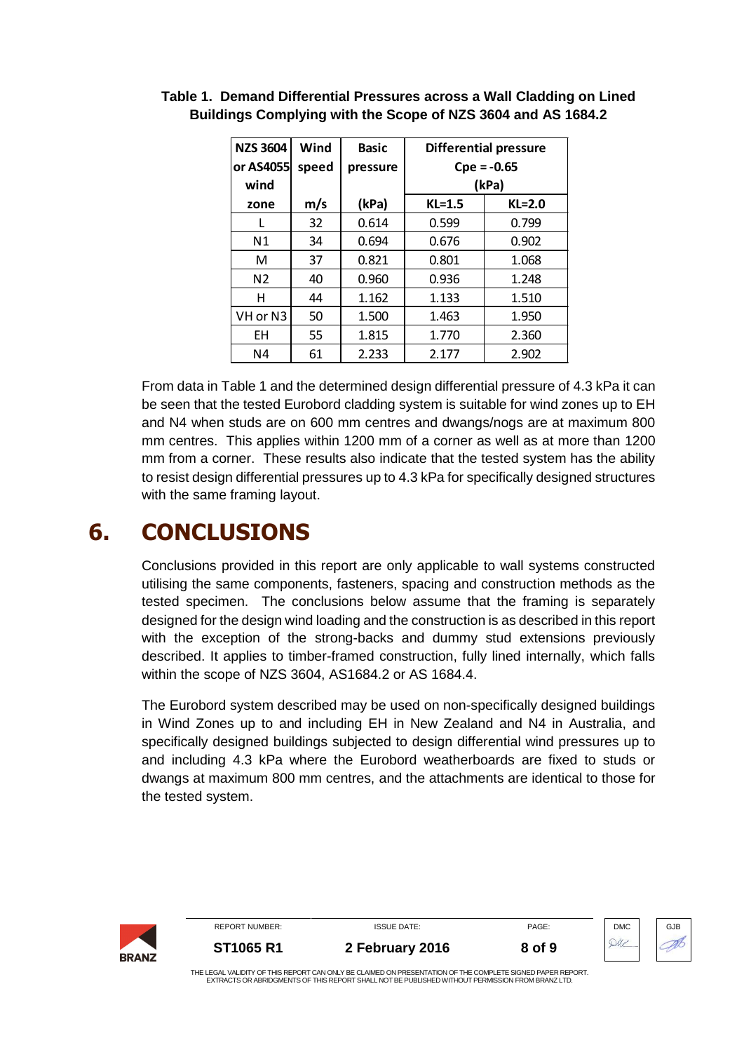**Table 1. Demand Differential Pressures across a Wall Cladding on Lined Buildings Complying with the Scope of NZS 3604 and AS 1684.2**

| NZS 3604 or AS4055 wind zone | Wind speed m/s | Basic pressure (kPa) | Differential pressure Cpe = -0.65 (kPa) | |
|---|---|---|---|---|
| | | | KL=1.5 | KL=2.0 |
| L | 32 | 0.614 | 0.599 | 0.799 |
| N1 | 34 | 0.694 | 0.676 | 0.902 |
| M | 37 | 0.821 | 0.801 | 1.068 |
| N2 | 40 | 0.960 | 0.936 | 1.248 |
| H | 44 | 1.162 | 1.133 | 1.510 |
| VH or N3 | 50 | 1.500 | 1.463 | 1.950 |
| EH | 55 | 1.815 | 1.770 | 2.360 |
| N4 | 61 | 2.233 | 2.177 | 2.902 |

From data in Table 1 and the determined design differential pressure of 4.3 kPa it can be seen that the tested Eurobord cladding system is suitable for wind zones up to EH and N4 when studs are on 600 mm centres and dwangs/nogs are at maximum 800 mm centres. This applies within 1200 mm of a corner as well as at more than 1200 mm from a corner. These results also indicate that the tested system has the ability to resist design differential pressures up to 4.3 kPa for specifically designed structures with the same framing layout.

# 6. CONCLUSIONS

Conclusions provided in this report are only applicable to wall systems constructed utilising the same components, fasteners, spacing and construction methods as the tested specimen. The conclusions below assume that the framing is separately designed for the design wind loading and the construction is as described in this report with the exception of the strong-backs and dummy stud extensions previously described. It applies to timber-framed construction, fully lined internally, which falls within the scope of NZS 3604, AS1684.2 or AS 1684.4.

The Eurobord system described may be used on non-specifically designed buildings in Wind Zones up to and including EH in New Zealand and N4 in Australia, and specifically designed buildings subjected to design differential wind pressures up to and including 4.3 kPa where the Eurobord weatherboards are fixed to studs or dwangs at maximum 800 mm centres, and the attachments are identical to those for the tested system.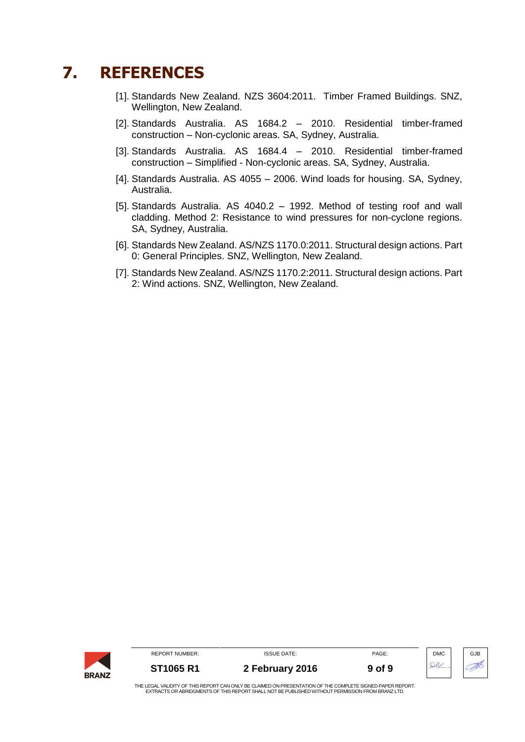# 7. REFERENCES

[1]. Standards New Zealand. NZS 3604:2011. Timber Framed Buildings. SNZ, Wellington, New Zealand.

[2]. Standards Australia. AS 1684.2 – 2010. Residential timber-framed construction – Non-cyclonic areas. SA, Sydney, Australia.

[3]. Standards Australia. AS 1684.4 – 2010. Residential timber-framed construction – Simplified - Non-cyclonic areas. SA, Sydney, Australia.

[4]. Standards Australia. AS 4055 – 2006. Wind loads for housing. SA, Sydney, Australia.

[5]. Standards Australia. AS 4040.2 – 1992. Method of testing roof and wall cladding. Method 2: Resistance to wind pressures for non-cyclone regions. SA, Sydney, Australia.

[6]. Standards New Zealand. AS/NZS 1170.0:2011. Structural design actions. Part 0: General Principles. SNZ, Wellington, New Zealand.

[7]. Standards New Zealand. AS/NZS 1170.2:2011. Structural design actions. Part 2: Wind actions. SNZ, Wellington, New Zealand.